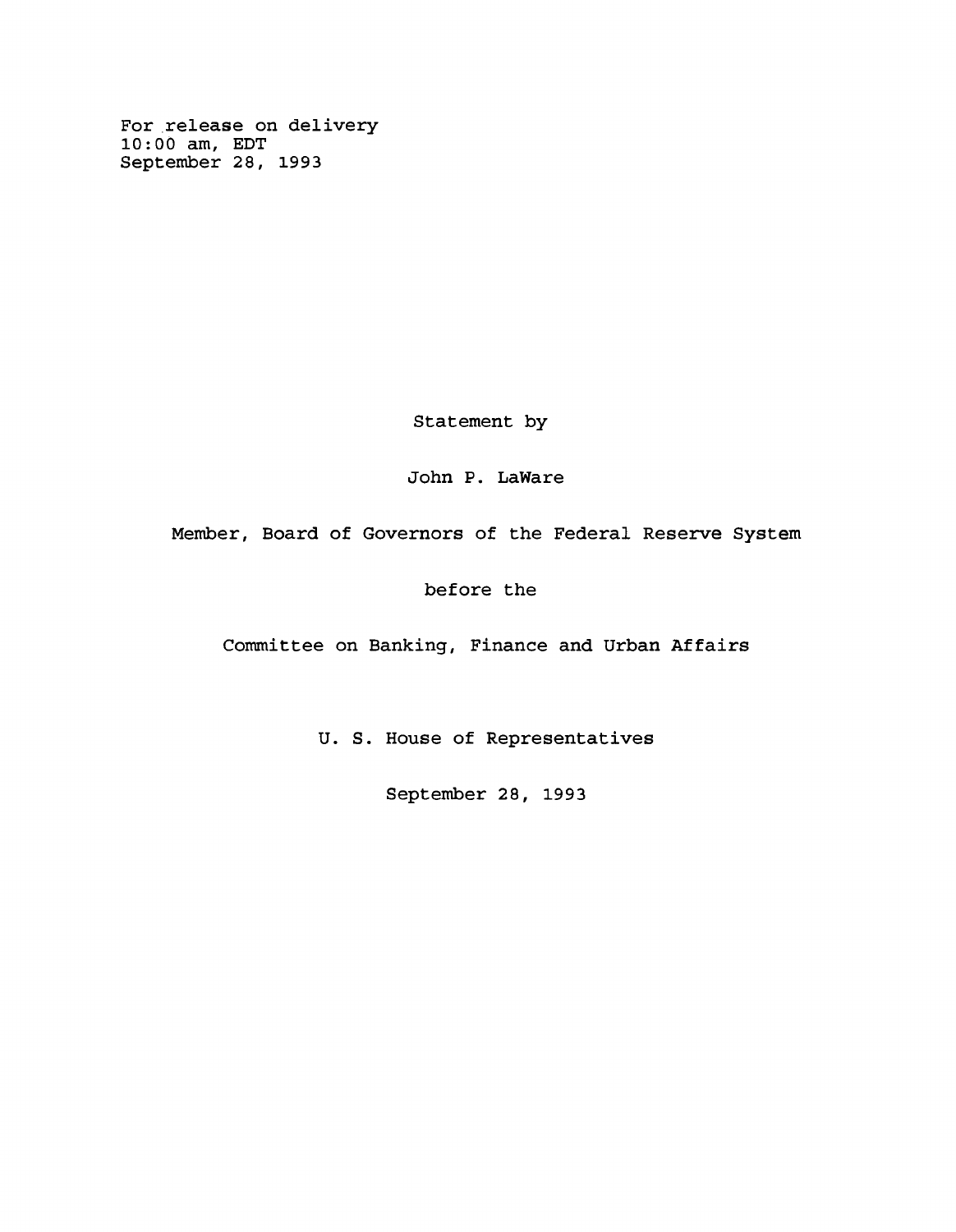For release on delivery
10:00 am, EDT
September 28, 1993

Statement by

John P. LaWare

Member, Board of Governors of the Federal Reserve System

before the

Committee on Banking, Finance and Urban Affairs

U. S. House of Representatives

September 28, 1993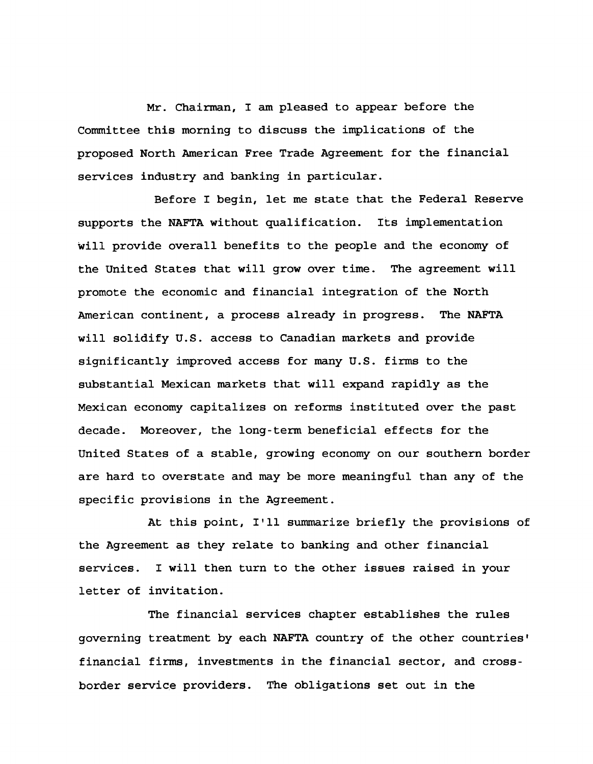Mr. Chairman, I am pleased to appear before the Committee this morning to discuss the implications of the proposed North American Free Trade Agreement for the financial services industry and banking in particular.

Before I begin, let me state that the Federal Reserve supports the NAFTA without qualification. Its implementation will provide overall benefits to the people and the economy of the United States that will grow over time. The agreement will promote the economic and financial integration of the North American continent, a process already in progress. The NAFTA will solidify U.S. access to Canadian markets and provide significantly improved access for many U.S. firms to the substantial Mexican markets that will expand rapidly as the Mexican economy capitalizes on reforms instituted over the past decade. Moreover, the long-term beneficial effects for the United States of a stable, growing economy on our southern border are hard to overstate and may be more meaningful than any of the specific provisions in the Agreement.

At this point, I'll summarize briefly the provisions of the Agreement as they relate to banking and other financial services. I will then turn to the other issues raised in your letter of invitation.

The financial services chapter establishes the rules governing treatment by each NAFTA country of the other countries' financial firms, investments in the financial sector, and cross-border service providers. The obligations set out in the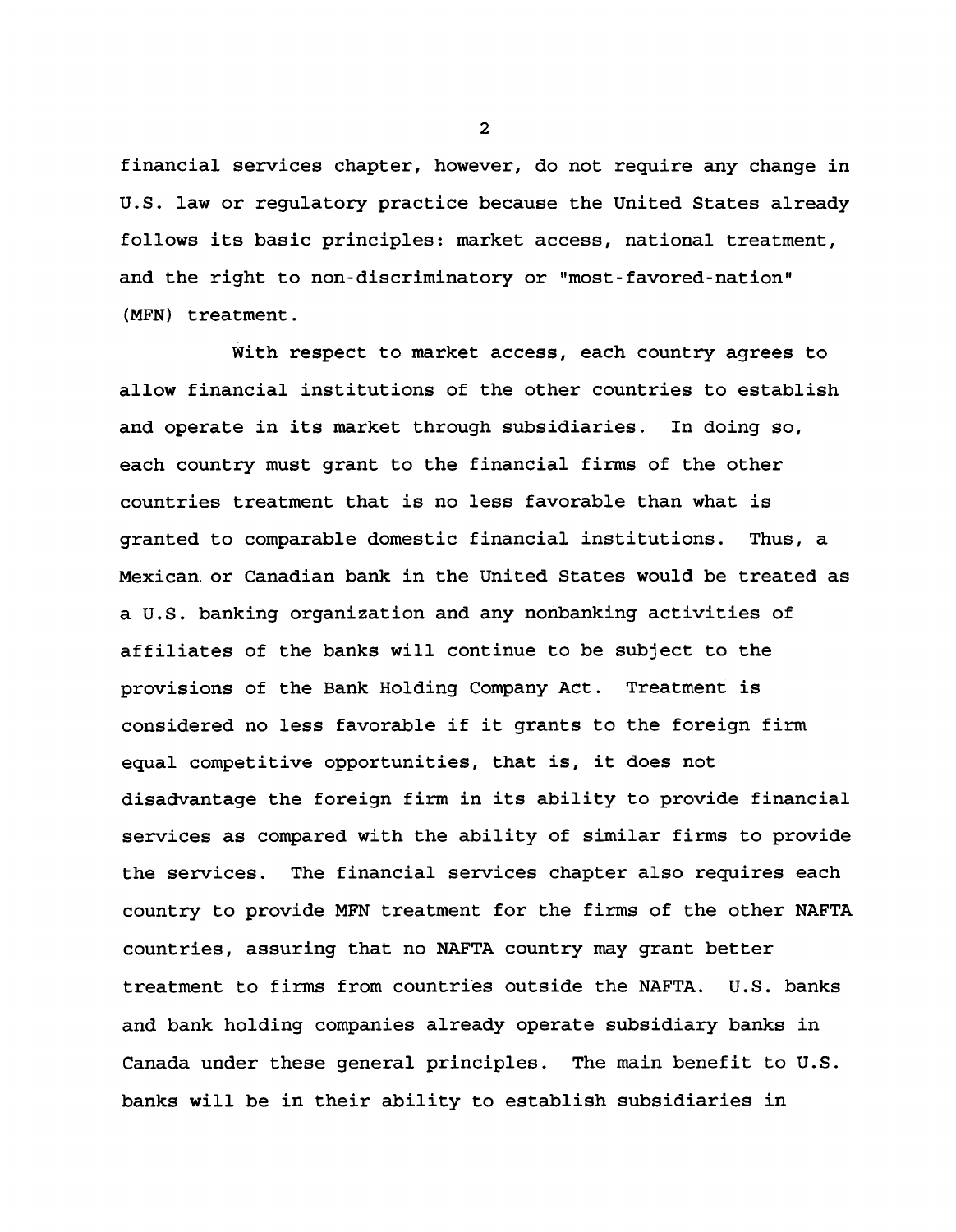financial services chapter, however, do not require any change in U.S. law or regulatory practice because the United States already follows its basic principles: market access, national treatment, and the right to non-discriminatory or "most-favored-nation" (MFN) treatment.

With respect to market access, each country agrees to allow financial institutions of the other countries to establish and operate in its market through subsidiaries. In doing so, each country must grant to the financial firms of the other countries treatment that is no less favorable than what is granted to comparable domestic financial institutions. Thus, a Mexican or Canadian bank in the United States would be treated as a U.S. banking organization and any nonbanking activities of affiliates of the banks will continue to be subject to the provisions of the Bank Holding Company Act. Treatment is considered no less favorable if it grants to the foreign firm equal competitive opportunities, that is, it does not disadvantage the foreign firm in its ability to provide financial services as compared with the ability of similar firms to provide the services. The financial services chapter also requires each country to provide MFN treatment for the firms of the other NAFTA countries, assuring that no NAFTA country may grant better treatment to firms from countries outside the NAFTA. U.S. banks and bank holding companies already operate subsidiary banks in Canada under these general principles. The main benefit to U.S. banks will be in their ability to establish subsidiaries in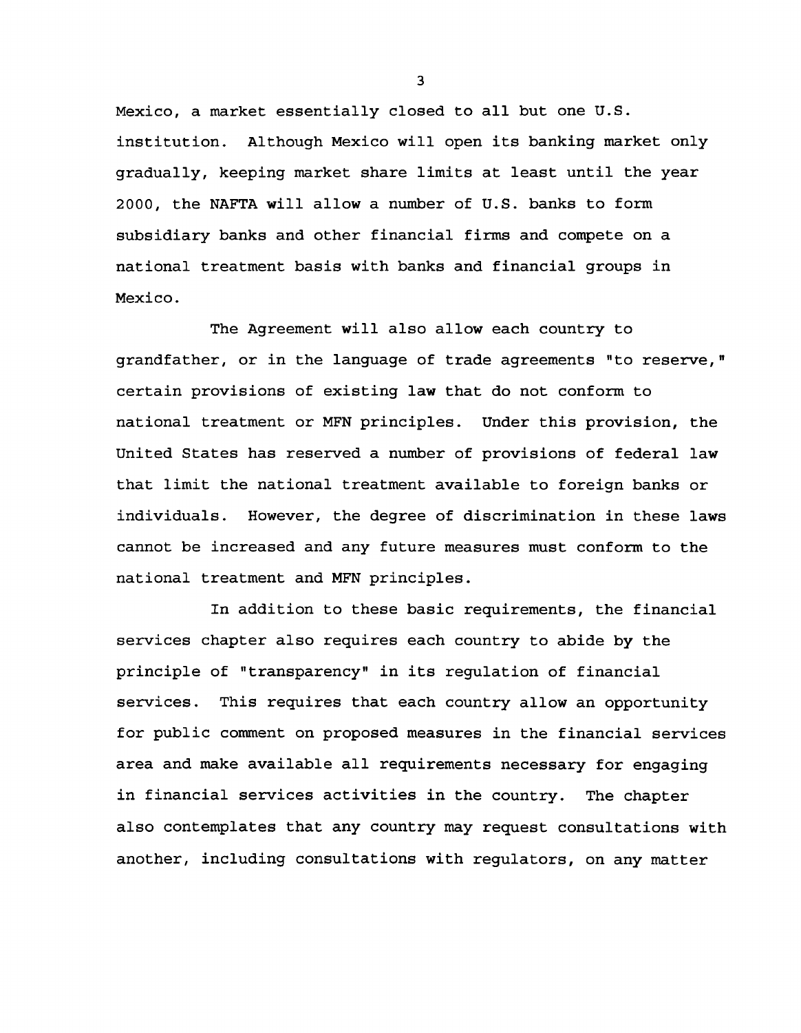Mexico, a market essentially closed to all but one U.S. institution. Although Mexico will open its banking market only gradually, keeping market share limits at least until the year 2000, the NAFTA will allow a number of U.S. banks to form subsidiary banks and other financial firms and compete on a national treatment basis with banks and financial groups in Mexico.

The Agreement will also allow each country to grandfather, or in the language of trade agreements "to reserve," certain provisions of existing law that do not conform to national treatment or MFN principles. Under this provision, the United States has reserved a number of provisions of federal law that limit the national treatment available to foreign banks or individuals. However, the degree of discrimination in these laws cannot be increased and any future measures must conform to the national treatment and MFN principles.

In addition to these basic requirements, the financial services chapter also requires each country to abide by the principle of "transparency" in its regulation of financial services. This requires that each country allow an opportunity for public comment on proposed measures in the financial services area and make available all requirements necessary for engaging in financial services activities in the country. The chapter also contemplates that any country may request consultations with another, including consultations with regulators, on any matter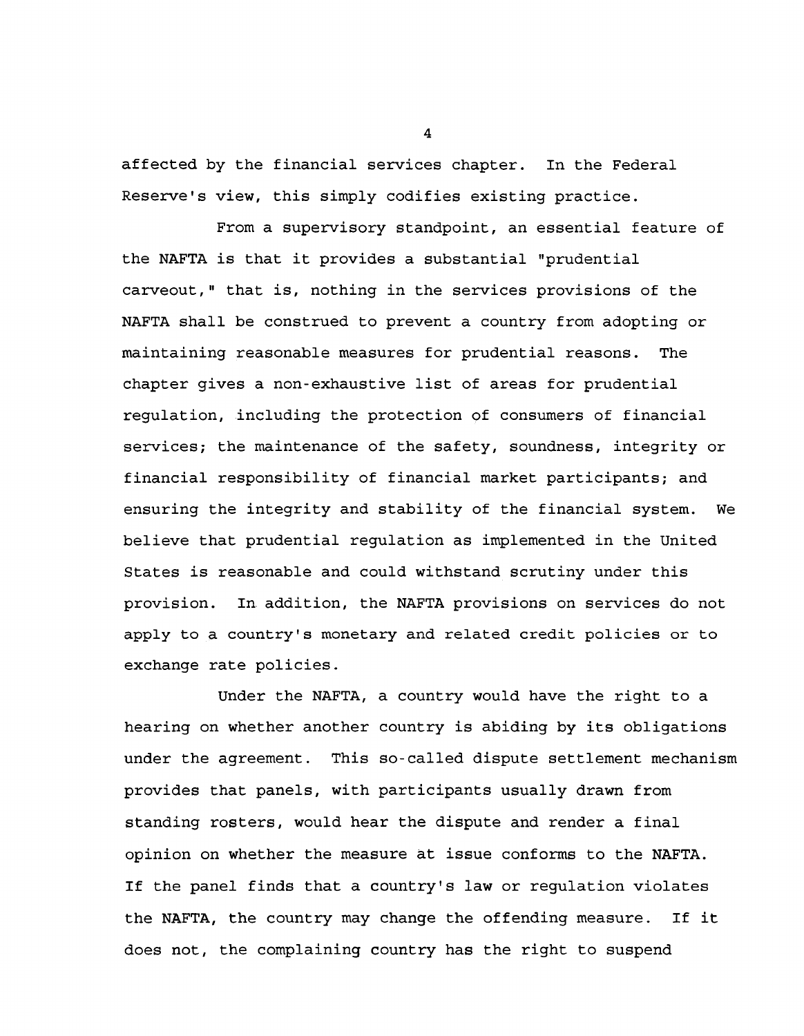affected by the financial services chapter. In the Federal Reserve's view, this simply codifies existing practice.

From a supervisory standpoint, an essential feature of the NAFTA is that it provides a substantial "prudential carveout," that is, nothing in the services provisions of the NAFTA shall be construed to prevent a country from adopting or maintaining reasonable measures for prudential reasons. The chapter gives a non-exhaustive list of areas for prudential regulation, including the protection of consumers of financial services; the maintenance of the safety, soundness, integrity or financial responsibility of financial market participants; and ensuring the integrity and stability of the financial system. We believe that prudential regulation as implemented in the United States is reasonable and could withstand scrutiny under this provision. In addition, the NAFTA provisions on services do not apply to a country's monetary and related credit policies or to exchange rate policies.

Under the NAFTA, a country would have the right to a hearing on whether another country is abiding by its obligations under the agreement. This so-called dispute settlement mechanism provides that panels, with participants usually drawn from standing rosters, would hear the dispute and render a final opinion on whether the measure at issue conforms to the NAFTA. If the panel finds that a country's law or regulation violates the NAFTA, the country may change the offending measure. If it does not, the complaining country has the right to suspend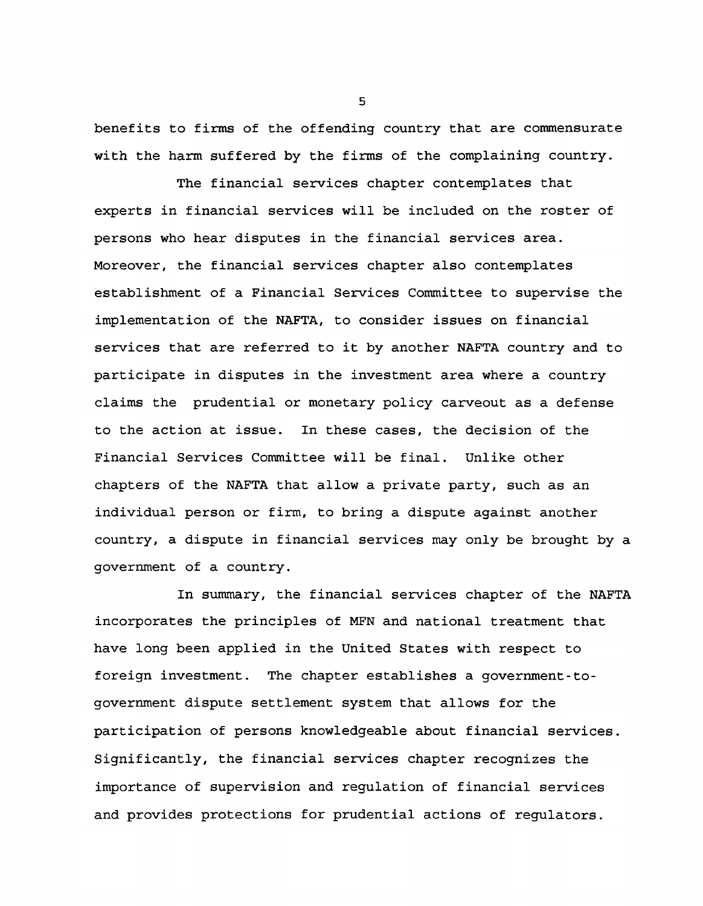benefits to firms of the offending country that are commensurate with the harm suffered by the firms of the complaining country.

The financial services chapter contemplates that experts in financial services will be included on the roster of persons who hear disputes in the financial services area. Moreover, the financial services chapter also contemplates establishment of a Financial Services Committee to supervise the implementation of the NAFTA, to consider issues on financial services that are referred to it by another NAFTA country and to participate in disputes in the investment area where a country claims the prudential or monetary policy carveout as a defense to the action at issue. In these cases, the decision of the Financial Services Committee will be final. Unlike other chapters of the NAFTA that allow a private party, such as an individual person or firm, to bring a dispute against another country, a dispute in financial services may only be brought by a government of a country.

In summary, the financial services chapter of the NAFTA incorporates the principles of MFN and national treatment that have long been applied in the United States with respect to foreign investment. The chapter establishes a government-to-government dispute settlement system that allows for the participation of persons knowledgeable about financial services. Significantly, the financial services chapter recognizes the importance of supervision and regulation of financial services and provides protections for prudential actions of regulators.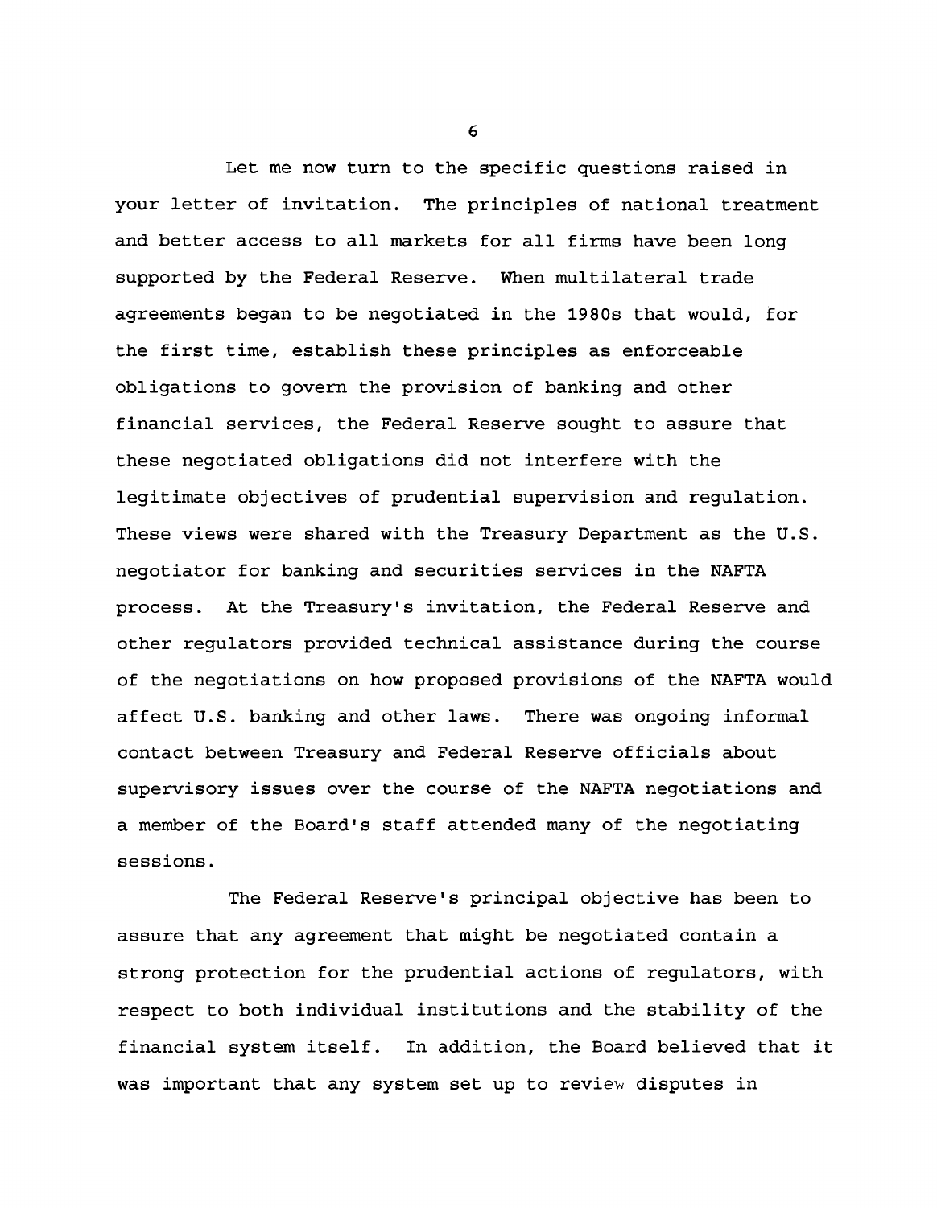Let me now turn to the specific questions raised in your letter of invitation. The principles of national treatment and better access to all markets for all firms have been long supported by the Federal Reserve. When multilateral trade agreements began to be negotiated in the 1980s that would, for the first time, establish these principles as enforceable obligations to govern the provision of banking and other financial services, the Federal Reserve sought to assure that these negotiated obligations did not interfere with the legitimate objectives of prudential supervision and regulation. These views were shared with the Treasury Department as the U.S. negotiator for banking and securities services in the NAFTA process. At the Treasury's invitation, the Federal Reserve and other regulators provided technical assistance during the course of the negotiations on how proposed provisions of the NAFTA would affect U.S. banking and other laws. There was ongoing informal contact between Treasury and Federal Reserve officials about supervisory issues over the course of the NAFTA negotiations and a member of the Board's staff attended many of the negotiating sessions.

The Federal Reserve's principal objective has been to assure that any agreement that might be negotiated contain a strong protection for the prudential actions of regulators, with respect to both individual institutions and the stability of the financial system itself. In addition, the Board believed that it was important that any system set up to review disputes in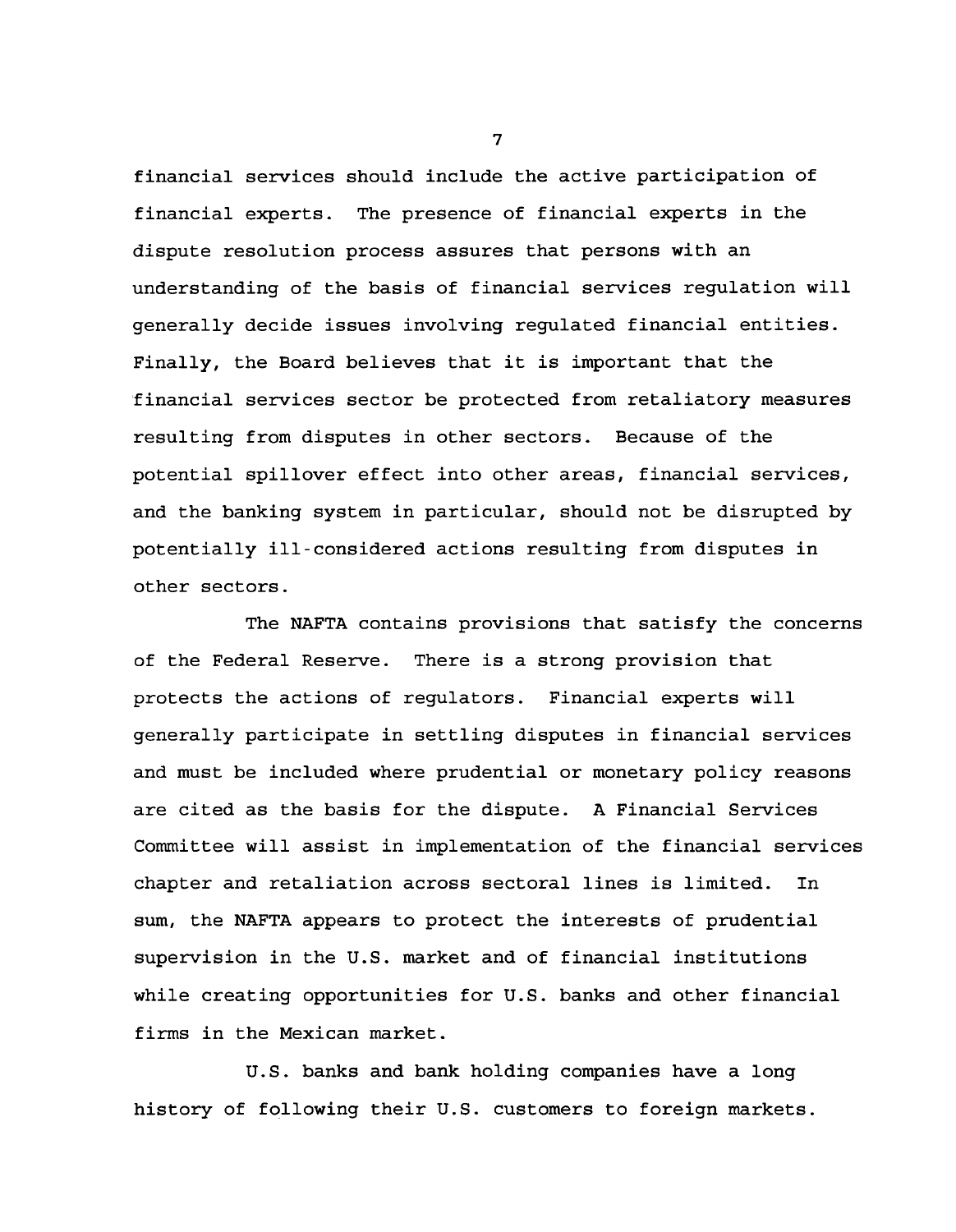financial services should include the active participation of financial experts. The presence of financial experts in the dispute resolution process assures that persons with an understanding of the basis of financial services regulation will generally decide issues involving regulated financial entities. Finally, the Board believes that it is important that the financial services sector be protected from retaliatory measures resulting from disputes in other sectors. Because of the potential spillover effect into other areas, financial services, and the banking system in particular, should not be disrupted by potentially ill-considered actions resulting from disputes in other sectors.

The NAFTA contains provisions that satisfy the concerns of the Federal Reserve. There is a strong provision that protects the actions of regulators. Financial experts will generally participate in settling disputes in financial services and must be included where prudential or monetary policy reasons are cited as the basis for the dispute. A Financial Services Committee will assist in implementation of the financial services chapter and retaliation across sectoral lines is limited. In sum, the NAFTA appears to protect the interests of prudential supervision in the U.S. market and of financial institutions while creating opportunities for U.S. banks and other financial firms in the Mexican market.

U.S. banks and bank holding companies have a long history of following their U.S. customers to foreign markets.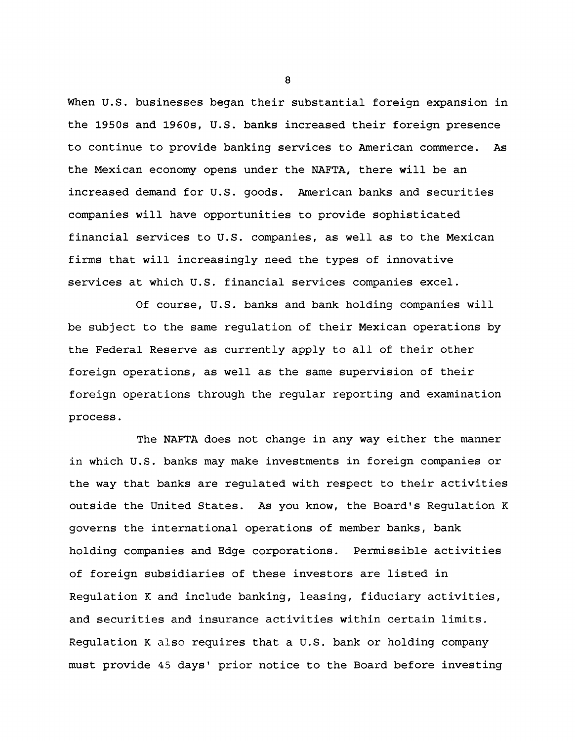When U.S. businesses began their substantial foreign expansion in the 1950s and 1960s, U.S. banks increased their foreign presence to continue to provide banking services to American commerce. As the Mexican economy opens under the NAFTA, there will be an increased demand for U.S. goods. American banks and securities companies will have opportunities to provide sophisticated financial services to U.S. companies, as well as to the Mexican firms that will increasingly need the types of innovative services at which U.S. financial services companies excel.

Of course, U.S. banks and bank holding companies will be subject to the same regulation of their Mexican operations by the Federal Reserve as currently apply to all of their other foreign operations, as well as the same supervision of their foreign operations through the regular reporting and examination process.

The NAFTA does not change in any way either the manner in which U.S. banks may make investments in foreign companies or the way that banks are regulated with respect to their activities outside the United States. As you know, the Board's Regulation K governs the international operations of member banks, bank holding companies and Edge corporations. Permissible activities of foreign subsidiaries of these investors are listed in Regulation K and include banking, leasing, fiduciary activities, and securities and insurance activities within certain limits. Regulation K also requires that a U.S. bank or holding company must provide 45 days' prior notice to the Board before investing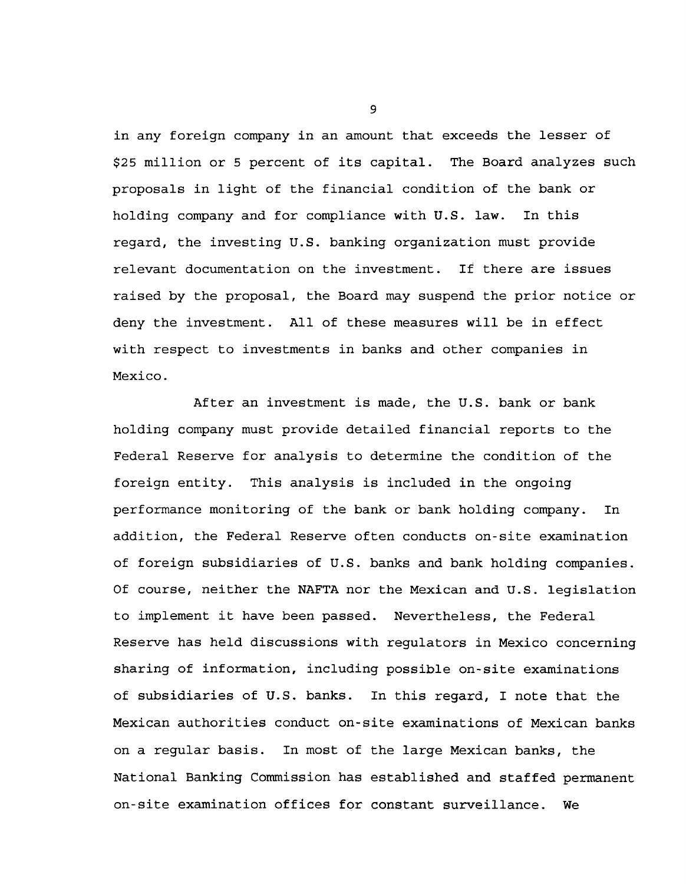in any foreign company in an amount that exceeds the lesser of $25 million or 5 percent of its capital. The Board analyzes such proposals in light of the financial condition of the bank or holding company and for compliance with U.S. law. In this regard, the investing U.S. banking organization must provide relevant documentation on the investment. If there are issues raised by the proposal, the Board may suspend the prior notice or deny the investment. All of these measures will be in effect with respect to investments in banks and other companies in Mexico.

After an investment is made, the U.S. bank or bank holding company must provide detailed financial reports to the Federal Reserve for analysis to determine the condition of the foreign entity. This analysis is included in the ongoing performance monitoring of the bank or bank holding company. In addition, the Federal Reserve often conducts on-site examination of foreign subsidiaries of U.S. banks and bank holding companies. Of course, neither the NAFTA nor the Mexican and U.S. legislation to implement it have been passed. Nevertheless, the Federal Reserve has held discussions with regulators in Mexico concerning sharing of information, including possible on-site examinations of subsidiaries of U.S. banks. In this regard, I note that the Mexican authorities conduct on-site examinations of Mexican banks on a regular basis. In most of the large Mexican banks, the National Banking Commission has established and staffed permanent on-site examination offices for constant surveillance. We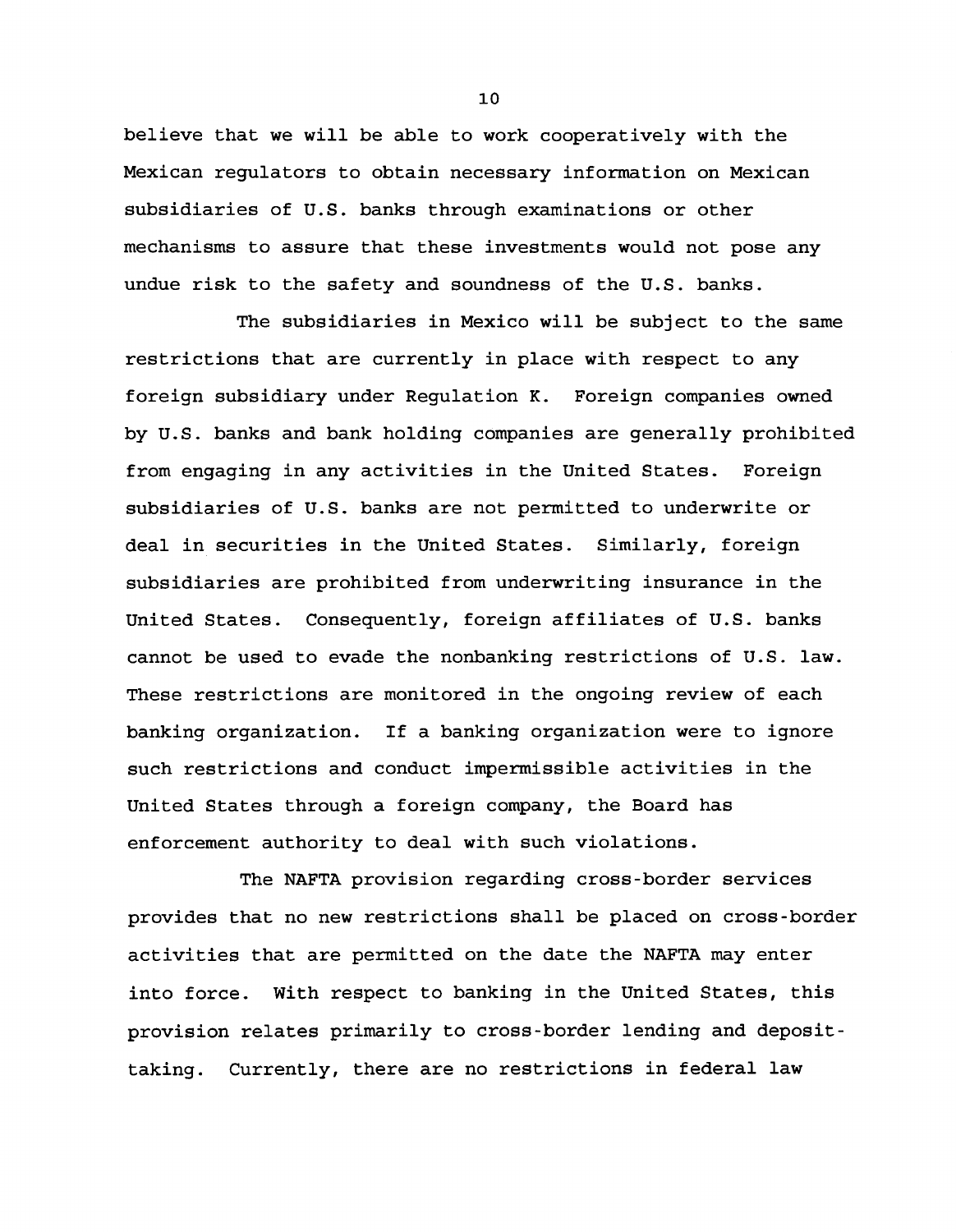believe that we will be able to work cooperatively with the Mexican regulators to obtain necessary information on Mexican subsidiaries of U.S. banks through examinations or other mechanisms to assure that these investments would not pose any undue risk to the safety and soundness of the U.S. banks.

The subsidiaries in Mexico will be subject to the same restrictions that are currently in place with respect to any foreign subsidiary under Regulation K. Foreign companies owned by U.S. banks and bank holding companies are generally prohibited from engaging in any activities in the United States. Foreign subsidiaries of U.S. banks are not permitted to underwrite or deal in securities in the United States. Similarly, foreign subsidiaries are prohibited from underwriting insurance in the United States. Consequently, foreign affiliates of U.S. banks cannot be used to evade the nonbanking restrictions of U.S. law. These restrictions are monitored in the ongoing review of each banking organization. If a banking organization were to ignore such restrictions and conduct impermissible activities in the United States through a foreign company, the Board has enforcement authority to deal with such violations.

The NAFTA provision regarding cross-border services provides that no new restrictions shall be placed on cross-border activities that are permitted on the date the NAFTA may enter into force. With respect to banking in the United States, this provision relates primarily to cross-border lending and deposit-taking. Currently, there are no restrictions in federal law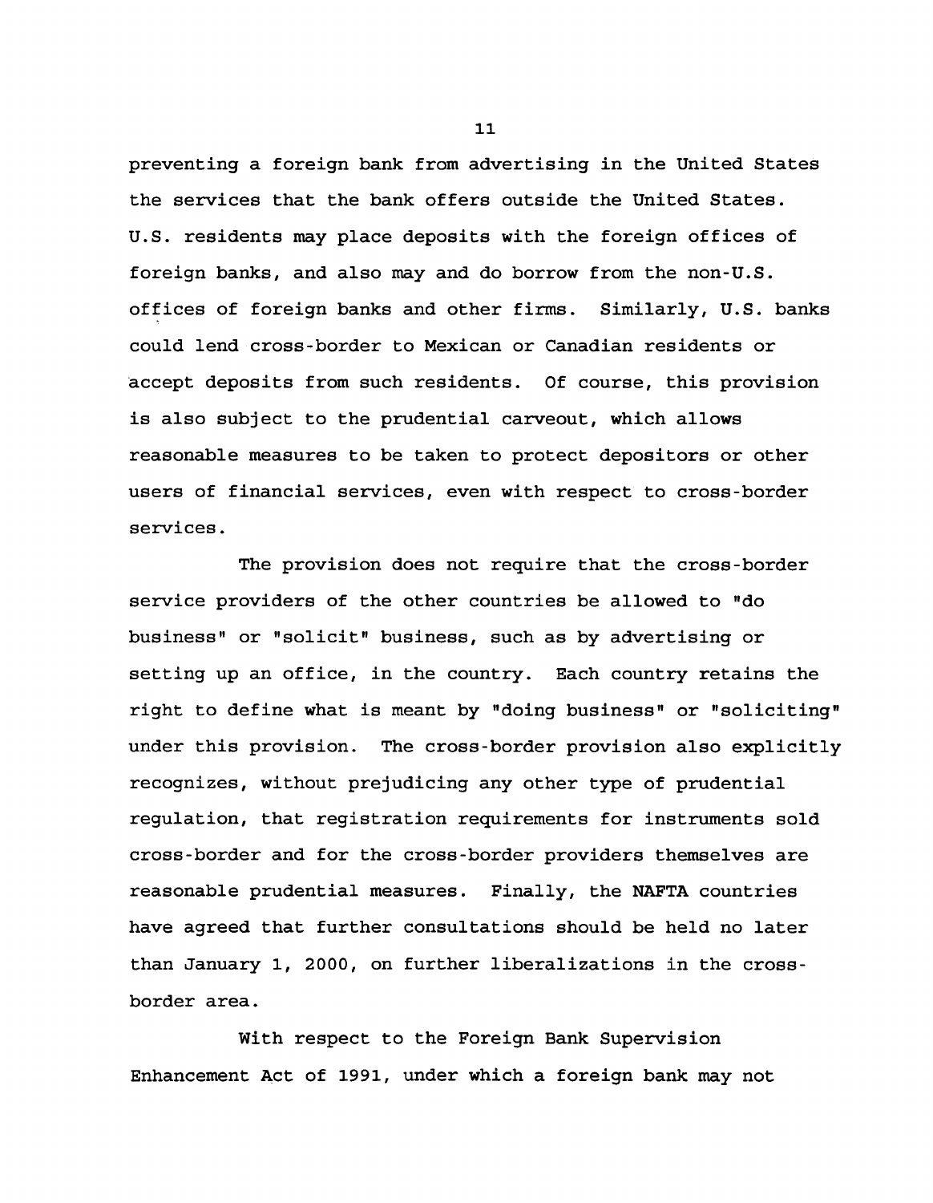preventing a foreign bank from advertising in the United States the services that the bank offers outside the United States. U.S. residents may place deposits with the foreign offices of foreign banks, and also may and do borrow from the non-U.S. offices of foreign banks and other firms. Similarly, U.S. banks could lend cross-border to Mexican or Canadian residents or accept deposits from such residents. Of course, this provision is also subject to the prudential carveout, which allows reasonable measures to be taken to protect depositors or other users of financial services, even with respect to cross-border services.

The provision does not require that the cross-border service providers of the other countries be allowed to "do business" or "solicit" business, such as by advertising or setting up an office, in the country. Each country retains the right to define what is meant by "doing business" or "soliciting" under this provision. The cross-border provision also explicitly recognizes, without prejudicing any other type of prudential regulation, that registration requirements for instruments sold cross-border and for the cross-border providers themselves are reasonable prudential measures. Finally, the NAFTA countries have agreed that further consultations should be held no later than January 1, 2000, on further liberalizations in the cross-border area.

With respect to the Foreign Bank Supervision Enhancement Act of 1991, under which a foreign bank may not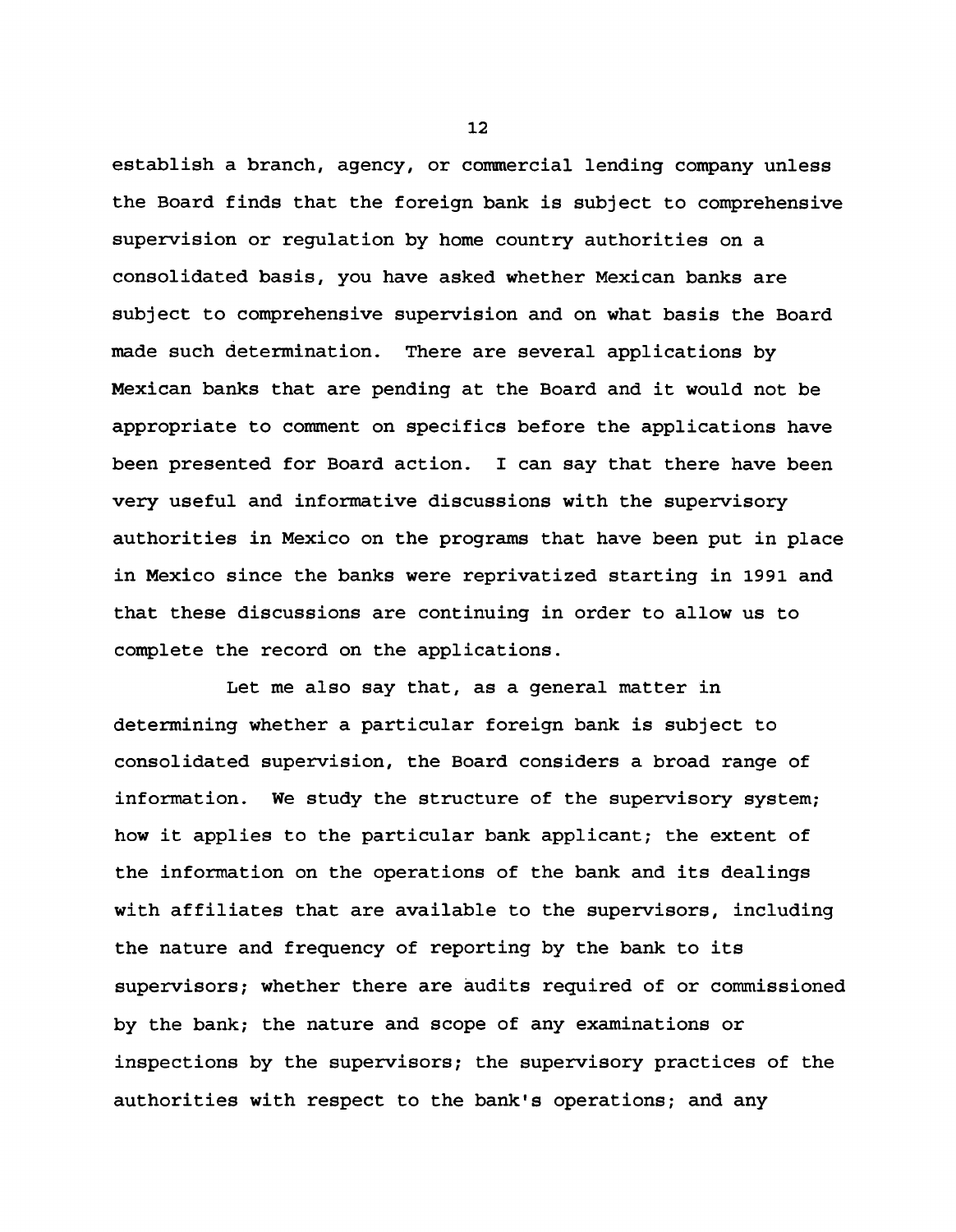establish a branch, agency, or commercial lending company unless the Board finds that the foreign bank is subject to comprehensive supervision or regulation by home country authorities on a consolidated basis, you have asked whether Mexican banks are subject to comprehensive supervision and on what basis the Board made such determination. There are several applications by Mexican banks that are pending at the Board and it would not be appropriate to comment on specifics before the applications have been presented for Board action. I can say that there have been very useful and informative discussions with the supervisory authorities in Mexico on the programs that have been put in place in Mexico since the banks were reprivatized starting in 1991 and that these discussions are continuing in order to allow us to complete the record on the applications.

Let me also say that, as a general matter in determining whether a particular foreign bank is subject to consolidated supervision, the Board considers a broad range of information. We study the structure of the supervisory system; how it applies to the particular bank applicant; the extent of the information on the operations of the bank and its dealings with affiliates that are available to the supervisors, including the nature and frequency of reporting by the bank to its supervisors; whether there are audits required of or commissioned by the bank; the nature and scope of any examinations or inspections by the supervisors; the supervisory practices of the authorities with respect to the bank's operations; and any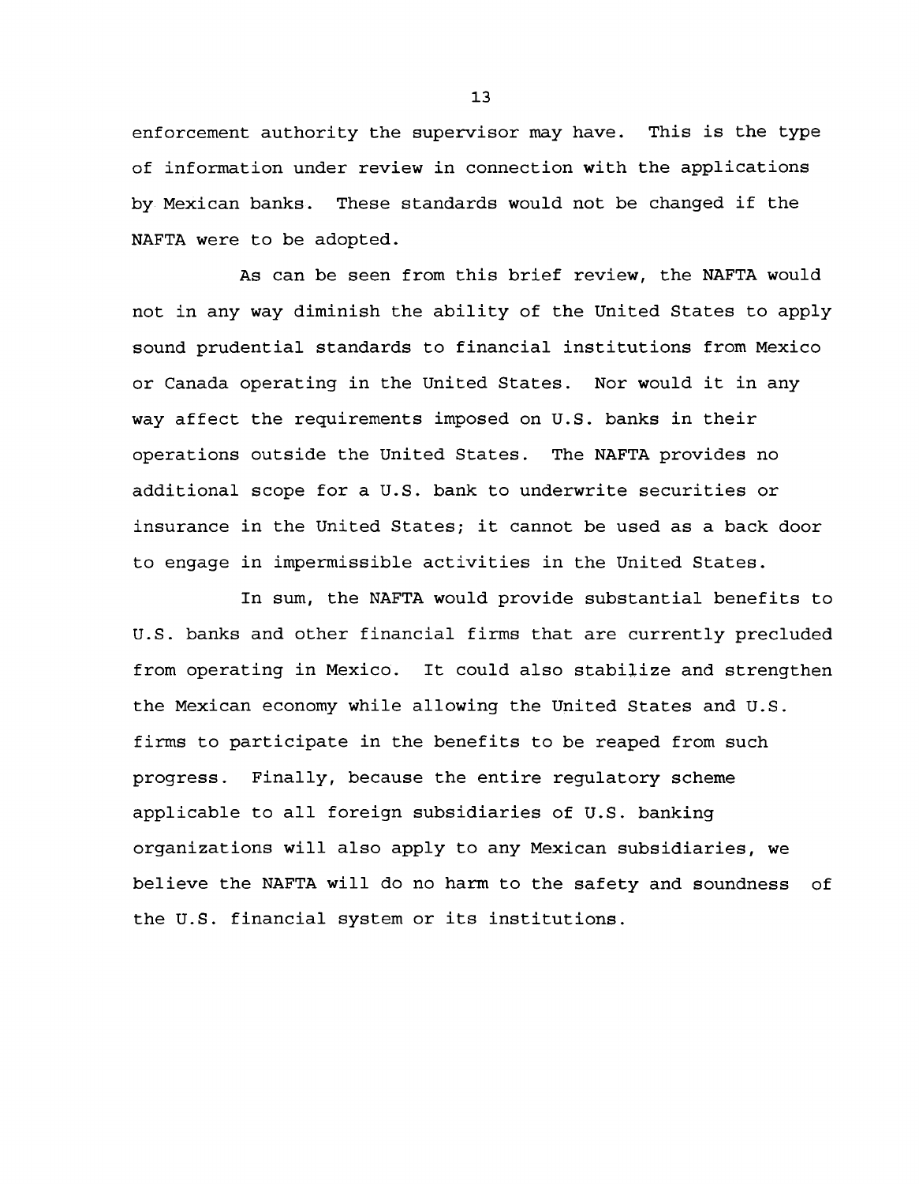enforcement authority the supervisor may have. This is the type of information under review in connection with the applications by Mexican banks. These standards would not be changed if the NAFTA were to be adopted.

As can be seen from this brief review, the NAFTA would not in any way diminish the ability of the United States to apply sound prudential standards to financial institutions from Mexico or Canada operating in the United States. Nor would it in any way affect the requirements imposed on U.S. banks in their operations outside the United States. The NAFTA provides no additional scope for a U.S. bank to underwrite securities or insurance in the United States; it cannot be used as a back door to engage in impermissible activities in the United States.

In sum, the NAFTA would provide substantial benefits to U.S. banks and other financial firms that are currently precluded from operating in Mexico. It could also stabilize and strengthen the Mexican economy while allowing the United States and U.S. firms to participate in the benefits to be reaped from such progress. Finally, because the entire regulatory scheme applicable to all foreign subsidiaries of U.S. banking organizations will also apply to any Mexican subsidiaries, we believe the NAFTA will do no harm to the safety and soundness of the U.S. financial system or its institutions.